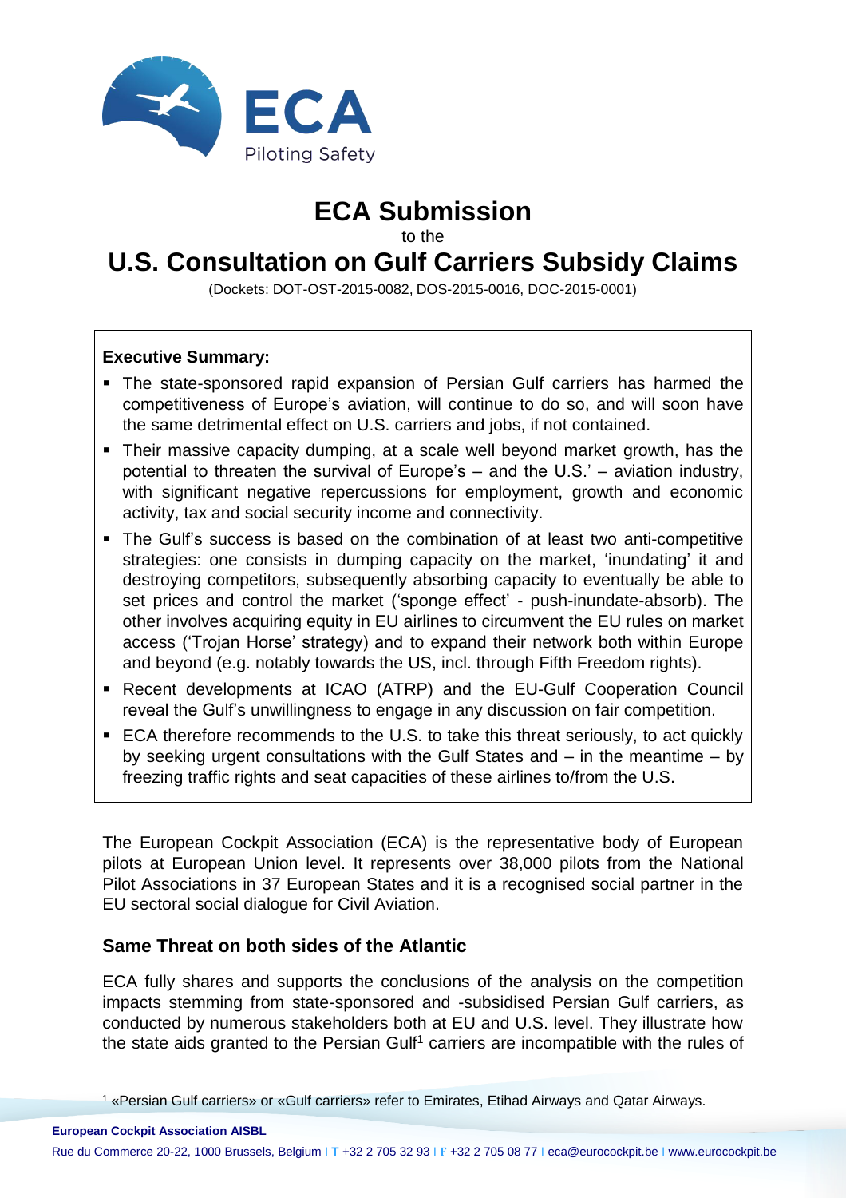# ECA Submission

to the

# U.S. Consultation on Gulf Carriers Subsidy Claims

(Dockets: DOT-OST-2015-0082, DOS-2015-0016, DOC-2015-0001)

**Executive Summary:**

- The state-sponsored rapid expansion of Persian Gulf carriers has harmed the competitiveness of Europe's aviation, will continue to do so, and will soon have the same detrimental effect on U.S. carriers and jobs, if not contained.
- Their massive capacity dumping, at a scale well beyond market growth, has the potential to threaten the survival of Europe's – and the U.S.' – aviation industry, with significant negative repercussions for employment, growth and economic activity, tax and social security income and connectivity.
- The Gulf's success is based on the combination of at least two anti-competitive strategies: one consists in dumping capacity on the market, 'inundating' it and destroying competitors, subsequently absorbing capacity to eventually be able to set prices and control the market ('sponge effect' - push-inundate-absorb). The other involves acquiring equity in EU airlines to circumvent the EU rules on market access ('Trojan Horse' strategy) and to expand their network both within Europe and beyond (e.g. notably towards the US, incl. through Fifth Freedom rights).
- Recent developments at ICAO (ATRP) and the EU-Gulf Cooperation Council reveal the Gulf's unwillingness to engage in any discussion on fair competition.
- ECA therefore recommends to the U.S. to take this threat seriously, to act quickly by seeking urgent consultations with the Gulf States and – in the meantime – by freezing traffic rights and seat capacities of these airlines to/from the U.S.

The European Cockpit Association (ECA) is the representative body of European pilots at European Union level. It represents over 38,000 pilots from the National Pilot Associations in 37 European States and it is a recognised social partner in the EU sectoral social dialogue for Civil Aviation.

## Same Threat on both sides of the Atlantic

ECA fully shares and supports the conclusions of the analysis on the competition impacts stemming from state-sponsored and -subsidised Persian Gulf carriers, as conducted by numerous stakeholders both at EU and U.S. level. They illustrate how the state aids granted to the Persian Gulf[1] carriers are incompatible with the rules of

[1] «Persian Gulf carriers» or «Gulf carriers» refer to Emirates, Etihad Airways and Qatar Airways.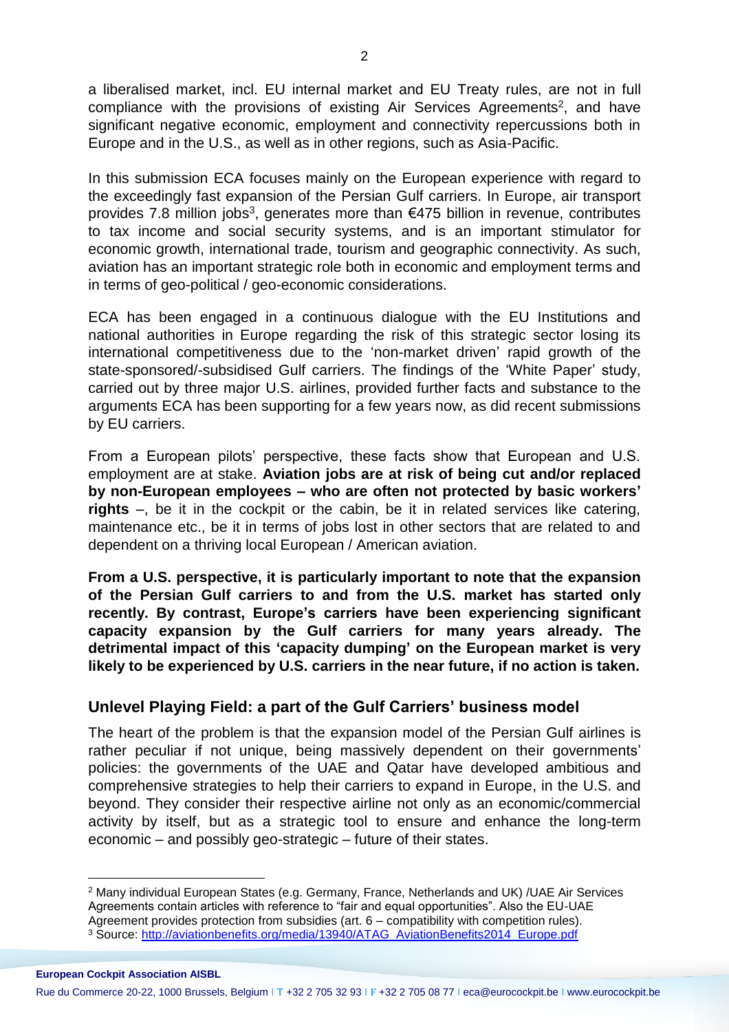a liberalised market, incl. EU internal market and EU Treaty rules, are not in full compliance with the provisions of existing Air Services Agreements[2], and have significant negative economic, employment and connectivity repercussions both in Europe and in the U.S., as well as in other regions, such as Asia-Pacific.

In this submission ECA focuses mainly on the European experience with regard to the exceedingly fast expansion of the Persian Gulf carriers. In Europe, air transport provides 7.8 million jobs[3], generates more than €475 billion in revenue, contributes to tax income and social security systems, and is an important stimulator for economic growth, international trade, tourism and geographic connectivity. As such, aviation has an important strategic role both in economic and employment terms and in terms of geo-political / geo-economic considerations.

ECA has been engaged in a continuous dialogue with the EU Institutions and national authorities in Europe regarding the risk of this strategic sector losing its international competitiveness due to the 'non-market driven' rapid growth of the state-sponsored/-subsidised Gulf carriers. The findings of the 'White Paper' study, carried out by three major U.S. airlines, provided further facts and substance to the arguments ECA has been supporting for a few years now, as did recent submissions by EU carriers.

From a European pilots' perspective, these facts show that European and U.S. employment are at stake. **Aviation jobs are at risk of being cut and/or replaced by non-European employees – who are often not protected by basic workers' rights** –, be it in the cockpit or the cabin, be it in related services like catering, maintenance etc., be it in terms of jobs lost in other sectors that are related to and dependent on a thriving local European / American aviation.

**From a U.S. perspective, it is particularly important to note that the expansion of the Persian Gulf carriers to and from the U.S. market has started only recently. By contrast, Europe's carriers have been experiencing significant capacity expansion by the Gulf carriers for many years already. The detrimental impact of this 'capacity dumping' on the European market is very likely to be experienced by U.S. carriers in the near future, if no action is taken.**

## Unlevel Playing Field: a part of the Gulf Carriers' business model

The heart of the problem is that the expansion model of the Persian Gulf airlines is rather peculiar if not unique, being massively dependent on their governments' policies: the governments of the UAE and Qatar have developed ambitious and comprehensive strategies to help their carriers to expand in Europe, in the U.S. and beyond. They consider their respective airline not only as an economic/commercial activity by itself, but as a strategic tool to ensure and enhance the long-term economic – and possibly geo-strategic – future of their states.

---

[2] Many individual European States (e.g. Germany, France, Netherlands and UK) /UAE Air Services Agreements contain articles with reference to "fair and equal opportunities". Also the EU-UAE Agreement provides protection from subsidies (art. 6 – compatibility with competition rules).

[3] Source: http://aviationbenefits.org/media/13940/ATAG_AviationBenefits2014_Europe.pdf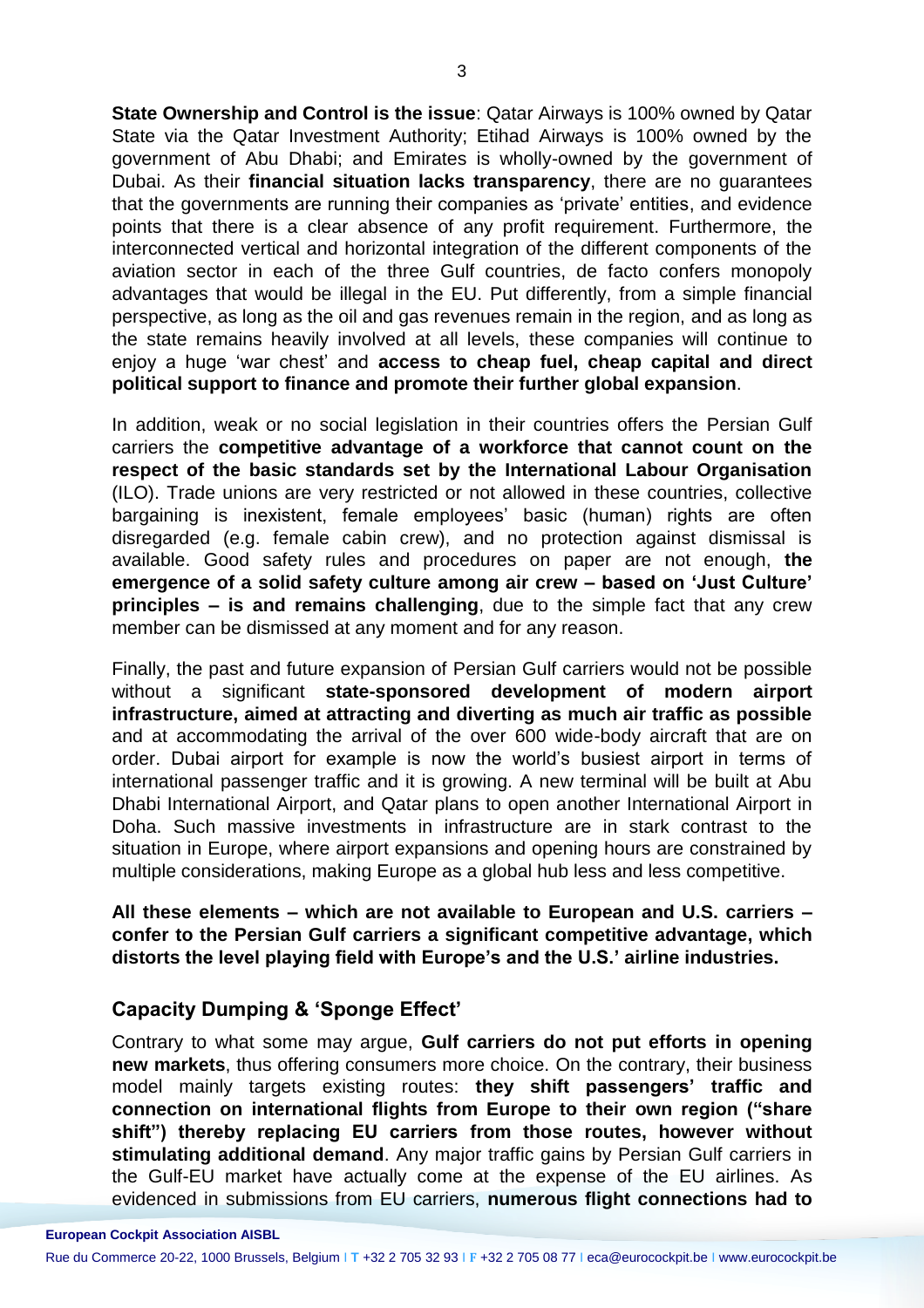**State Ownership and Control is the issue**: Qatar Airways is 100% owned by Qatar State via the Qatar Investment Authority; Etihad Airways is 100% owned by the government of Abu Dhabi; and Emirates is wholly-owned by the government of Dubai. As their **financial situation lacks transparency**, there are no guarantees that the governments are running their companies as 'private' entities, and evidence points that there is a clear absence of any profit requirement. Furthermore, the interconnected vertical and horizontal integration of the different components of the aviation sector in each of the three Gulf countries, de facto confers monopoly advantages that would be illegal in the EU. Put differently, from a simple financial perspective, as long as the oil and gas revenues remain in the region, and as long as the state remains heavily involved at all levels, these companies will continue to enjoy a huge 'war chest' and **access to cheap fuel, cheap capital and direct political support to finance and promote their further global expansion**.

In addition, weak or no social legislation in their countries offers the Persian Gulf carriers the **competitive advantage of a workforce that cannot count on the respect of the basic standards set by the International Labour Organisation** (ILO). Trade unions are very restricted or not allowed in these countries, collective bargaining is inexistent, female employees' basic (human) rights are often disregarded (e.g. female cabin crew), and no protection against dismissal is available. Good safety rules and procedures on paper are not enough, **the emergence of a solid safety culture among air crew – based on 'Just Culture' principles – is and remains challenging**, due to the simple fact that any crew member can be dismissed at any moment and for any reason.

Finally, the past and future expansion of Persian Gulf carriers would not be possible without a significant **state-sponsored development of modern airport infrastructure, aimed at attracting and diverting as much air traffic as possible** and at accommodating the arrival of the over 600 wide-body aircraft that are on order. Dubai airport for example is now the world's busiest airport in terms of international passenger traffic and it is growing. A new terminal will be built at Abu Dhabi International Airport, and Qatar plans to open another International Airport in Doha. Such massive investments in infrastructure are in stark contrast to the situation in Europe, where airport expansions and opening hours are constrained by multiple considerations, making Europe as a global hub less and less competitive.

**All these elements – which are not available to European and U.S. carriers – confer to the Persian Gulf carriers a significant competitive advantage, which distorts the level playing field with Europe's and the U.S.' airline industries.**

## Capacity Dumping & 'Sponge Effect'

Contrary to what some may argue, **Gulf carriers do not put efforts in opening new markets**, thus offering consumers more choice. On the contrary, their business model mainly targets existing routes: **they shift passengers' traffic and connection on international flights from Europe to their own region ("share shift") thereby replacing EU carriers from those routes, however without stimulating additional demand**. Any major traffic gains by Persian Gulf carriers in the Gulf-EU market have actually come at the expense of the EU airlines. As evidenced in submissions from EU carriers, **numerous flight connections had to**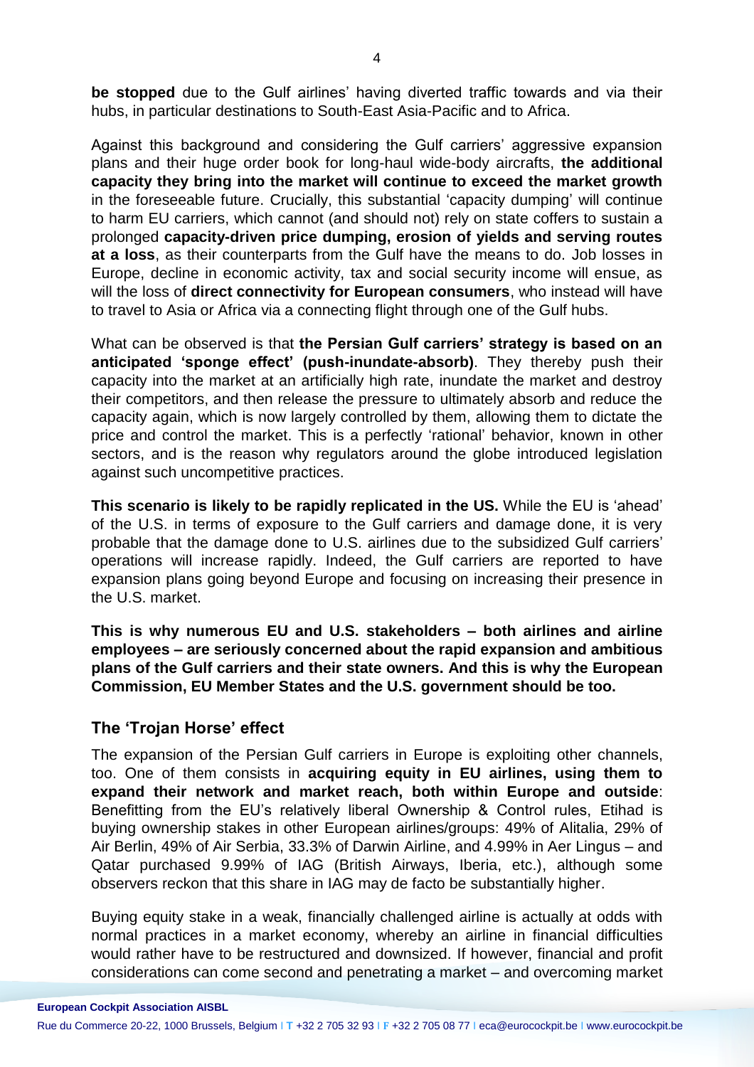**be stopped** due to the Gulf airlines' having diverted traffic towards and via their hubs, in particular destinations to South-East Asia-Pacific and to Africa.

Against this background and considering the Gulf carriers' aggressive expansion plans and their huge order book for long-haul wide-body aircrafts, **the additional capacity they bring into the market will continue to exceed the market growth** in the foreseeable future. Crucially, this substantial 'capacity dumping' will continue to harm EU carriers, which cannot (and should not) rely on state coffers to sustain a prolonged **capacity-driven price dumping, erosion of yields and serving routes at a loss**, as their counterparts from the Gulf have the means to do. Job losses in Europe, decline in economic activity, tax and social security income will ensue, as will the loss of **direct connectivity for European consumers**, who instead will have to travel to Asia or Africa via a connecting flight through one of the Gulf hubs.

What can be observed is that **the Persian Gulf carriers' strategy is based on an anticipated 'sponge effect' (push-inundate-absorb)**. They thereby push their capacity into the market at an artificially high rate, inundate the market and destroy their competitors, and then release the pressure to ultimately absorb and reduce the capacity again, which is now largely controlled by them, allowing them to dictate the price and control the market. This is a perfectly 'rational' behavior, known in other sectors, and is the reason why regulators around the globe introduced legislation against such uncompetitive practices.

**This scenario is likely to be rapidly replicated in the US.** While the EU is 'ahead' of the U.S. in terms of exposure to the Gulf carriers and damage done, it is very probable that the damage done to U.S. airlines due to the subsidized Gulf carriers' operations will increase rapidly. Indeed, the Gulf carriers are reported to have expansion plans going beyond Europe and focusing on increasing their presence in the U.S. market.

**This is why numerous EU and U.S. stakeholders – both airlines and airline employees – are seriously concerned about the rapid expansion and ambitious plans of the Gulf carriers and their state owners. And this is why the European Commission, EU Member States and the U.S. government should be too.**

## The 'Trojan Horse' effect

The expansion of the Persian Gulf carriers in Europe is exploiting other channels, too. One of them consists in **acquiring equity in EU airlines, using them to expand their network and market reach, both within Europe and outside**: Benefitting from the EU's relatively liberal Ownership & Control rules, Etihad is buying ownership stakes in other European airlines/groups: 49% of Alitalia, 29% of Air Berlin, 49% of Air Serbia, 33.3% of Darwin Airline, and 4.99% in Aer Lingus – and Qatar purchased 9.99% of IAG (British Airways, Iberia, etc.), although some observers reckon that this share in IAG may de facto be substantially higher.

Buying equity stake in a weak, financially challenged airline is actually at odds with normal practices in a market economy, whereby an airline in financial difficulties would rather have to be restructured and downsized. If however, financial and profit considerations can come second and penetrating a market – and overcoming market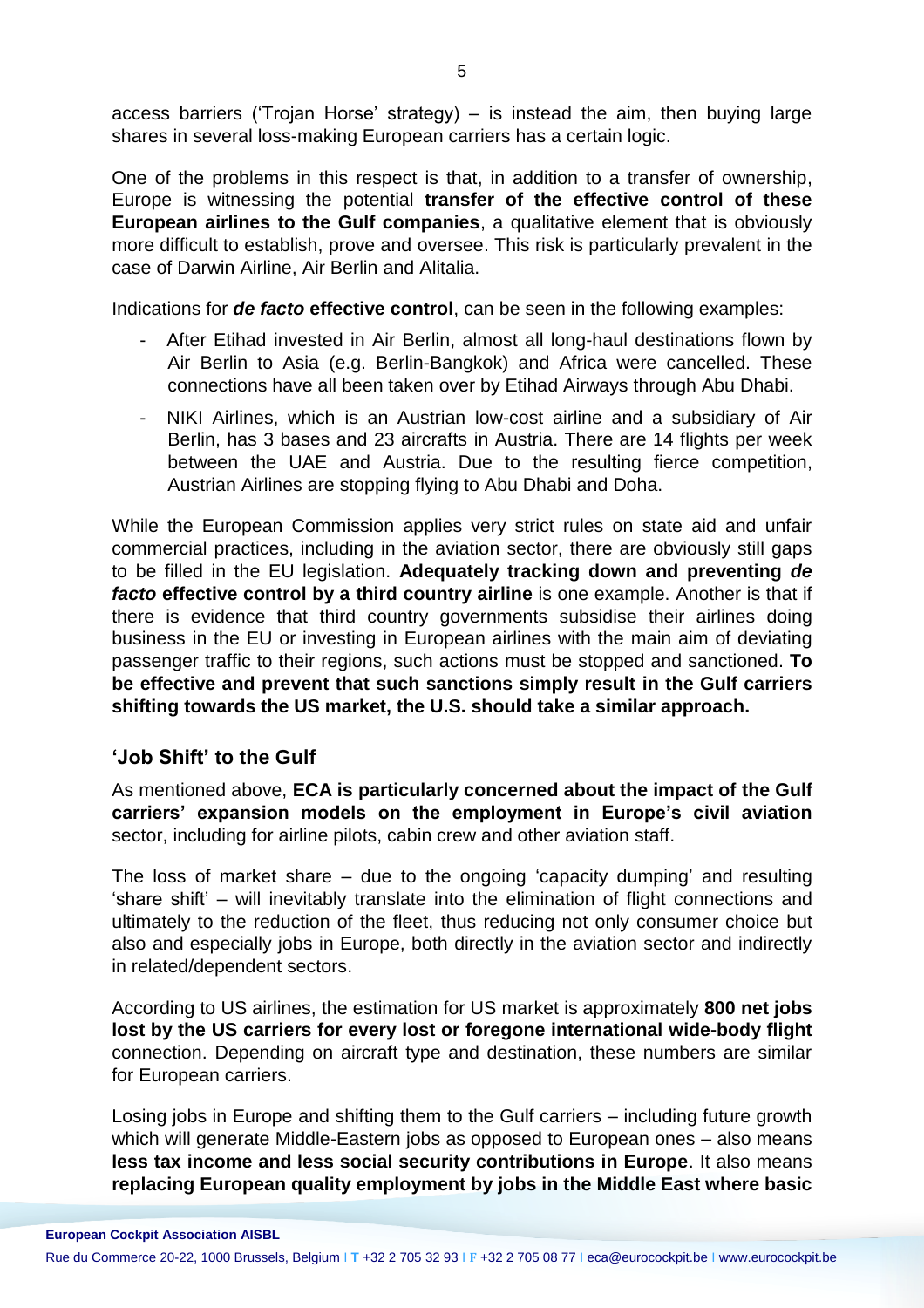access barriers ('Trojan Horse' strategy) – is instead the aim, then buying large shares in several loss-making European carriers has a certain logic.

One of the problems in this respect is that, in addition to a transfer of ownership, Europe is witnessing the potential **transfer of the effective control of these European airlines to the Gulf companies**, a qualitative element that is obviously more difficult to establish, prove and oversee. This risk is particularly prevalent in the case of Darwin Airline, Air Berlin and Alitalia.

Indications for ***de facto* effective control**, can be seen in the following examples:

- After Etihad invested in Air Berlin, almost all long-haul destinations flown by Air Berlin to Asia (e.g. Berlin-Bangkok) and Africa were cancelled. These connections have all been taken over by Etihad Airways through Abu Dhabi.
- NIKI Airlines, which is an Austrian low-cost airline and a subsidiary of Air Berlin, has 3 bases and 23 aircrafts in Austria. There are 14 flights per week between the UAE and Austria. Due to the resulting fierce competition, Austrian Airlines are stopping flying to Abu Dhabi and Doha.

While the European Commission applies very strict rules on state aid and unfair commercial practices, including in the aviation sector, there are obviously still gaps to be filled in the EU legislation. **Adequately tracking down and preventing *de facto* effective control by a third country airline** is one example. Another is that if there is evidence that third country governments subsidise their airlines doing business in the EU or investing in European airlines with the main aim of deviating passenger traffic to their regions, such actions must be stopped and sanctioned. **To be effective and prevent that such sanctions simply result in the Gulf carriers shifting towards the US market, the U.S. should take a similar approach.**

## 'Job Shift' to the Gulf

As mentioned above, **ECA is particularly concerned about the impact of the Gulf carriers' expansion models on the employment in Europe's civil aviation** sector, including for airline pilots, cabin crew and other aviation staff.

The loss of market share – due to the ongoing 'capacity dumping' and resulting 'share shift' – will inevitably translate into the elimination of flight connections and ultimately to the reduction of the fleet, thus reducing not only consumer choice but also and especially jobs in Europe, both directly in the aviation sector and indirectly in related/dependent sectors.

According to US airlines, the estimation for US market is approximately **800 net jobs lost by the US carriers for every lost or foregone international wide-body flight** connection. Depending on aircraft type and destination, these numbers are similar for European carriers.

Losing jobs in Europe and shifting them to the Gulf carriers – including future growth which will generate Middle-Eastern jobs as opposed to European ones – also means **less tax income and less social security contributions in Europe**. It also means **replacing European quality employment by jobs in the Middle East where basic**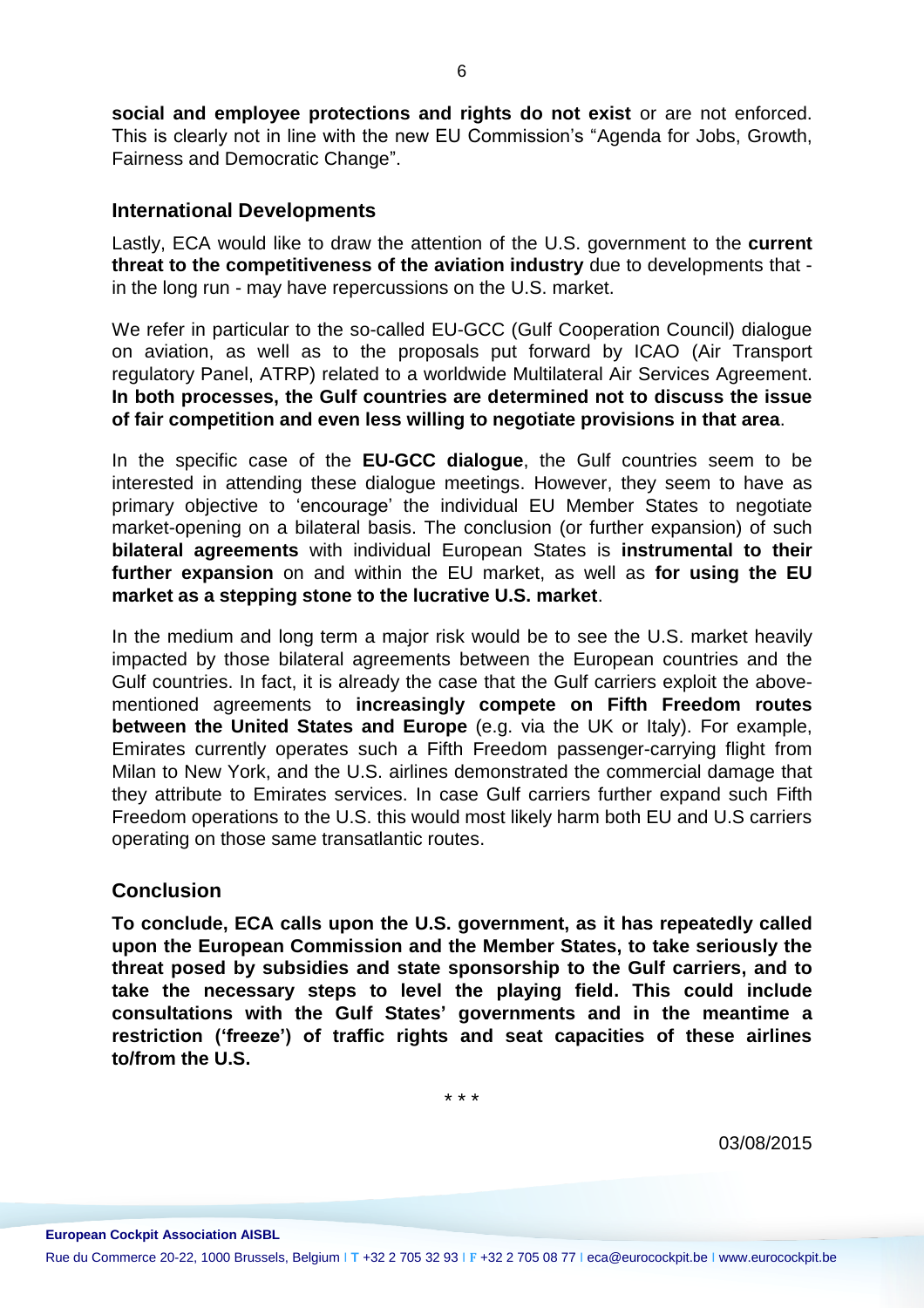**social and employee protections and rights do not exist** or are not enforced. This is clearly not in line with the new EU Commission's "Agenda for Jobs, Growth, Fairness and Democratic Change".

## International Developments

Lastly, ECA would like to draw the attention of the U.S. government to the **current threat to the competitiveness of the aviation industry** due to developments that - in the long run - may have repercussions on the U.S. market.

We refer in particular to the so-called EU-GCC (Gulf Cooperation Council) dialogue on aviation, as well as to the proposals put forward by ICAO (Air Transport regulatory Panel, ATRP) related to a worldwide Multilateral Air Services Agreement. **In both processes, the Gulf countries are determined not to discuss the issue of fair competition and even less willing to negotiate provisions in that area**.

In the specific case of the **EU-GCC dialogue**, the Gulf countries seem to be interested in attending these dialogue meetings. However, they seem to have as primary objective to 'encourage' the individual EU Member States to negotiate market-opening on a bilateral basis. The conclusion (or further expansion) of such **bilateral agreements** with individual European States is **instrumental to their further expansion** on and within the EU market, as well as **for using the EU market as a stepping stone to the lucrative U.S. market**.

In the medium and long term a major risk would be to see the U.S. market heavily impacted by those bilateral agreements between the European countries and the Gulf countries. In fact, it is already the case that the Gulf carriers exploit the above-mentioned agreements to **increasingly compete on Fifth Freedom routes between the United States and Europe** (e.g. via the UK or Italy). For example, Emirates currently operates such a Fifth Freedom passenger-carrying flight from Milan to New York, and the U.S. airlines demonstrated the commercial damage that they attribute to Emirates services. In case Gulf carriers further expand such Fifth Freedom operations to the U.S. this would most likely harm both EU and U.S carriers operating on those same transatlantic routes.

## Conclusion

**To conclude, ECA calls upon the U.S. government, as it has repeatedly called upon the European Commission and the Member States, to take seriously the threat posed by subsidies and state sponsorship to the Gulf carriers, and to take the necessary steps to level the playing field. This could include consultations with the Gulf States' governments and in the meantime a restriction ('freeze') of traffic rights and seat capacities of these airlines to/from the U.S.**

* * *

03/08/2015